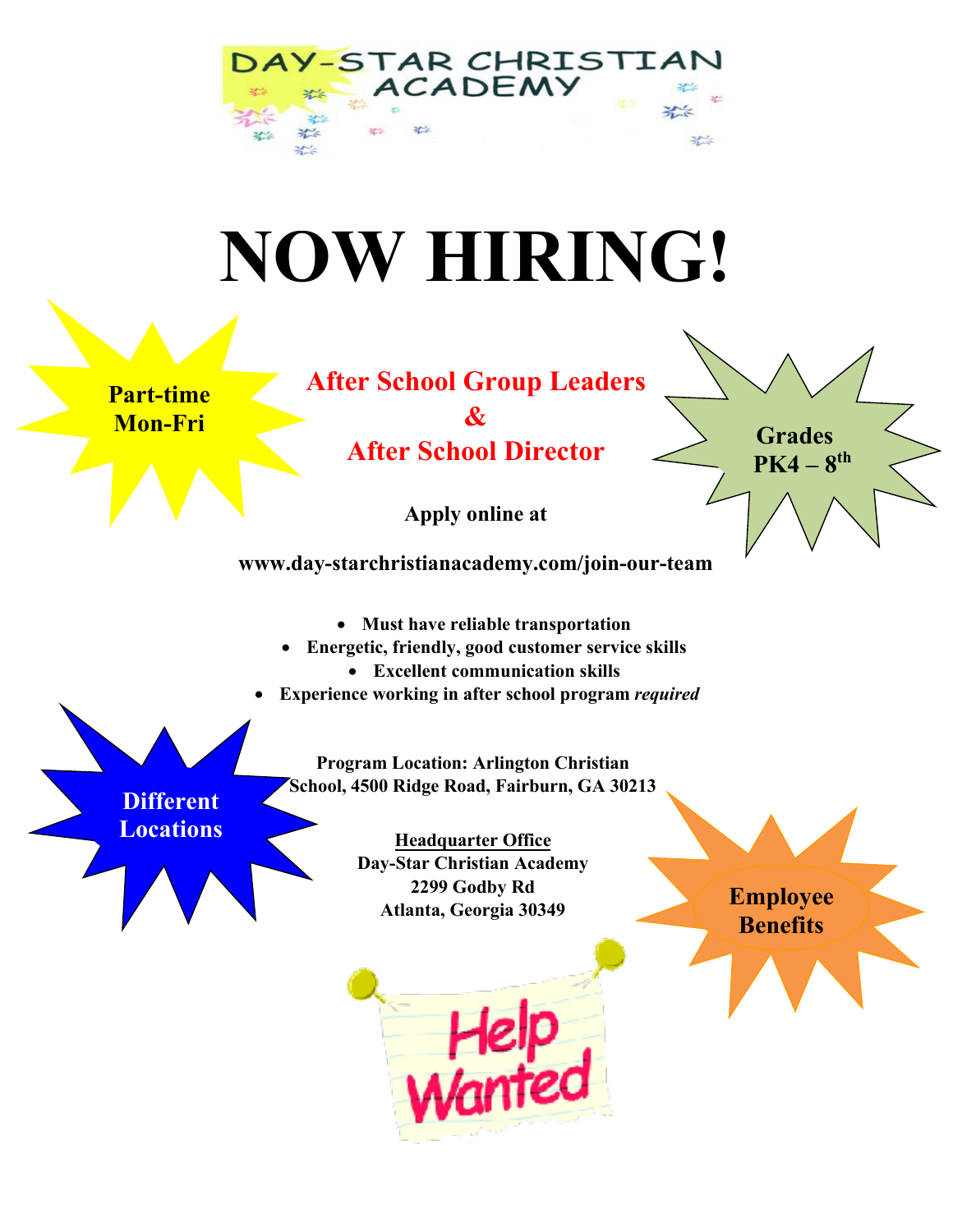DAY-STAR CHRISTIAN ACADEMY

# NOW HIRING!

**Part-time Mon-Fri**

**Grades PK4 – 8th**

## After School Group Leaders & After School Director

**Apply online at**

**www.day-starchristianacademy.com/join-our-team**

- **Must have reliable transportation**
- **Energetic, friendly, good customer service skills**
- **Excellent communication skills**
- **Experience working in after school program *required***

**Different Locations**

**Program Location: Arlington Christian School, 4500 Ridge Road, Fairburn, GA 30213**

**Headquarter Office**
**Day-Star Christian Academy**
**2299 Godby Rd**
**Atlanta, Georgia 30349**

**Employee Benefits**

Help Wanted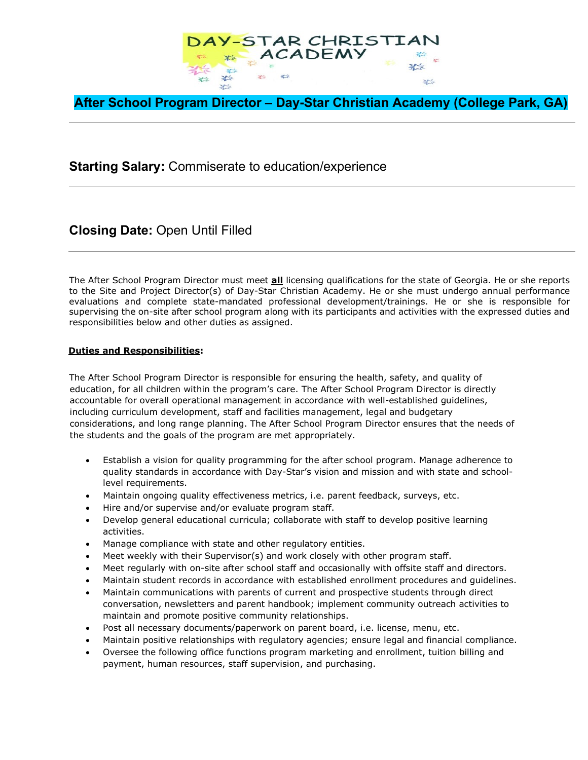# After School Program Director – Day-Star Christian Academy (College Park, GA)

---

## Starting Salary: Commiserate to education/experience

---

## Closing Date: Open Until Filled

---

The After School Program Director must meet **all** licensing qualifications for the state of Georgia. He or she reports to the Site and Project Director(s) of Day-Star Christian Academy. He or she must undergo annual performance evaluations and complete state-mandated professional development/trainings. He or she is responsible for supervising the on-site after school program along with its participants and activities with the expressed duties and responsibilities below and other duties as assigned.

**Duties and Responsibilities:**

The After School Program Director is responsible for ensuring the health, safety, and quality of education, for all children within the program's care. The After School Program Director is directly accountable for overall operational management in accordance with well-established guidelines, including curriculum development, staff and facilities management, legal and budgetary considerations, and long range planning. The After School Program Director ensures that the needs of the students and the goals of the program are met appropriately.

- Establish a vision for quality programming for the after school program. Manage adherence to quality standards in accordance with Day-Star's vision and mission and with state and school-level requirements.
- Maintain ongoing quality effectiveness metrics, i.e. parent feedback, surveys, etc.
- Hire and/or supervise and/or evaluate program staff.
- Develop general educational curricula; collaborate with staff to develop positive learning activities.
- Manage compliance with state and other regulatory entities.
- Meet weekly with their Supervisor(s) and work closely with other program staff.
- Meet regularly with on-site after school staff and occasionally with offsite staff and directors.
- Maintain student records in accordance with established enrollment procedures and guidelines.
- Maintain communications with parents of current and prospective students through direct conversation, newsletters and parent handbook; implement community outreach activities to maintain and promote positive community relationships.
- Post all necessary documents/paperwork on parent board, i.e. license, menu, etc.
- Maintain positive relationships with regulatory agencies; ensure legal and financial compliance.
- Oversee the following office functions program marketing and enrollment, tuition billing and payment, human resources, staff supervision, and purchasing.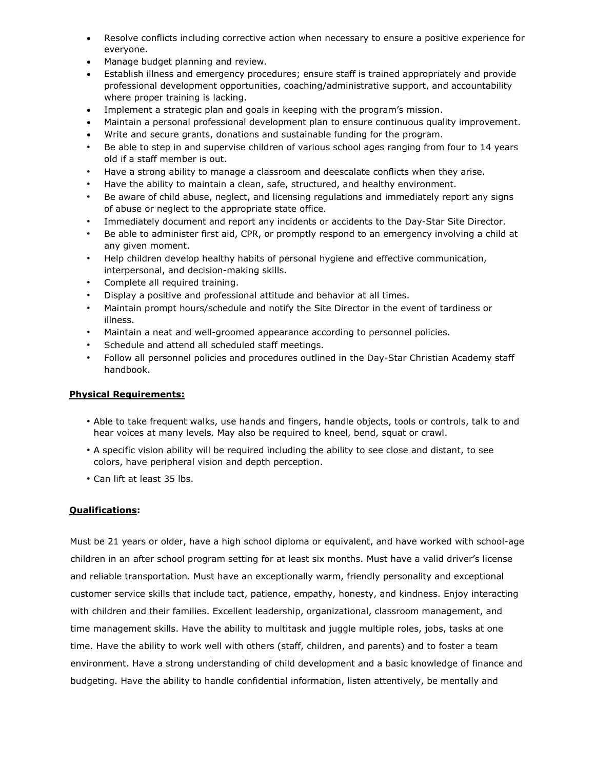- Resolve conflicts including corrective action when necessary to ensure a positive experience for everyone.
- Manage budget planning and review.
- Establish illness and emergency procedures; ensure staff is trained appropriately and provide professional development opportunities, coaching/administrative support, and accountability where proper training is lacking.
- Implement a strategic plan and goals in keeping with the program's mission.
- Maintain a personal professional development plan to ensure continuous quality improvement.
- Write and secure grants, donations and sustainable funding for the program.
- Be able to step in and supervise children of various school ages ranging from four to 14 years old if a staff member is out.
- Have a strong ability to manage a classroom and deescalate conflicts when they arise.
- Have the ability to maintain a clean, safe, structured, and healthy environment.
- Be aware of child abuse, neglect, and licensing regulations and immediately report any signs of abuse or neglect to the appropriate state office.
- Immediately document and report any incidents or accidents to the Day-Star Site Director.
- Be able to administer first aid, CPR, or promptly respond to an emergency involving a child at any given moment.
- Help children develop healthy habits of personal hygiene and effective communication, interpersonal, and decision-making skills.
- Complete all required training.
- Display a positive and professional attitude and behavior at all times.
- Maintain prompt hours/schedule and notify the Site Director in the event of tardiness or illness.
- Maintain a neat and well-groomed appearance according to personnel policies.
- Schedule and attend all scheduled staff meetings.
- Follow all personnel policies and procedures outlined in the Day-Star Christian Academy staff handbook.

**Physical Requirements:**

- Able to take frequent walks, use hands and fingers, handle objects, tools or controls, talk to and hear voices at many levels. May also be required to kneel, bend, squat or crawl.
- A specific vision ability will be required including the ability to see close and distant, to see colors, have peripheral vision and depth perception.
- Can lift at least 35 lbs.

**Qualifications:**

Must be 21 years or older, have a high school diploma or equivalent, and have worked with school-age children in an after school program setting for at least six months. Must have a valid driver's license and reliable transportation. Must have an exceptionally warm, friendly personality and exceptional customer service skills that include tact, patience, empathy, honesty, and kindness. Enjoy interacting with children and their families. Excellent leadership, organizational, classroom management, and time management skills. Have the ability to multitask and juggle multiple roles, jobs, tasks at one time. Have the ability to work well with others (staff, children, and parents) and to foster a team environment. Have a strong understanding of child development and a basic knowledge of finance and budgeting. Have the ability to handle confidential information, listen attentively, be mentally and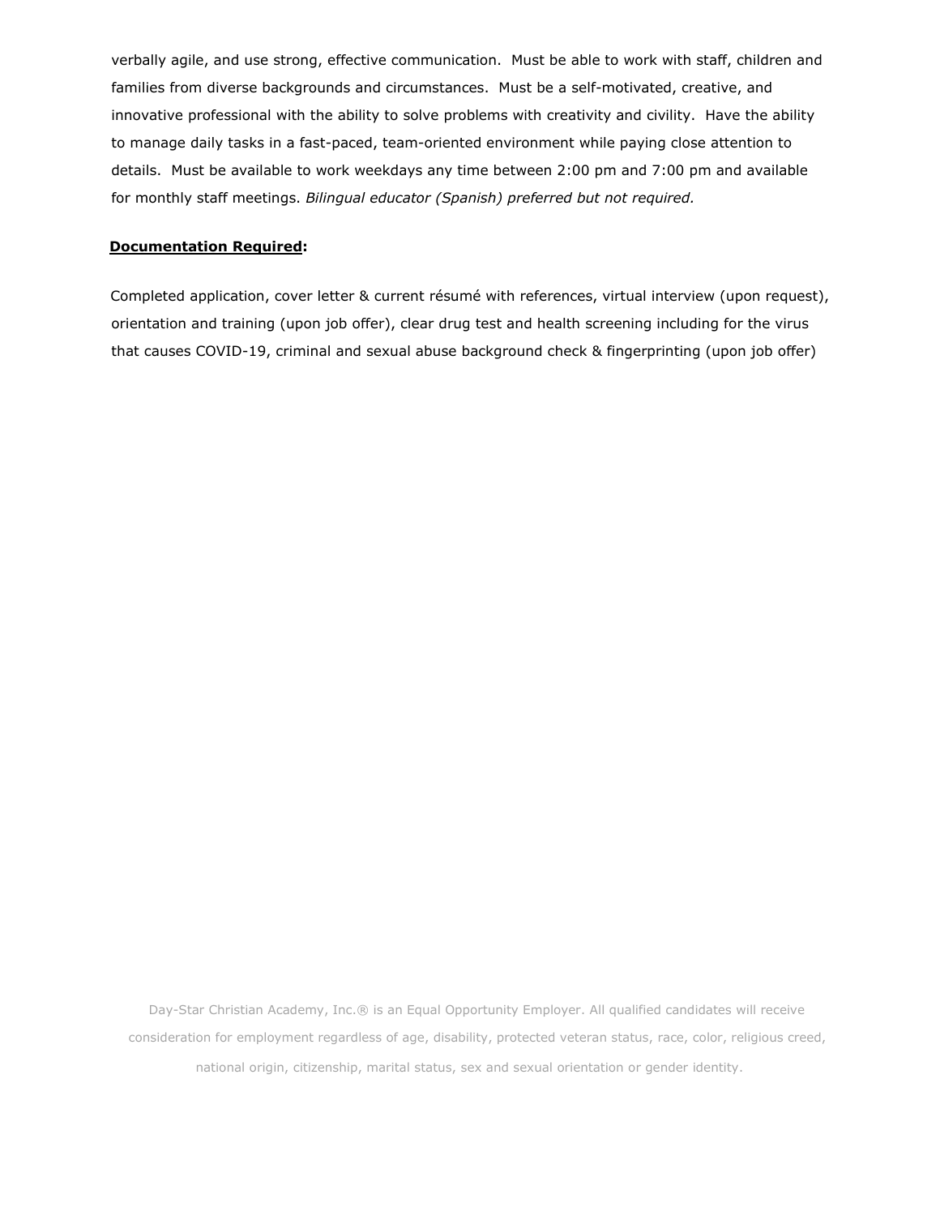verbally agile, and use strong, effective communication. Must be able to work with staff, children and families from diverse backgrounds and circumstances. Must be a self-motivated, creative, and innovative professional with the ability to solve problems with creativity and civility. Have the ability to manage daily tasks in a fast-paced, team-oriented environment while paying close attention to details. Must be available to work weekdays any time between 2:00 pm and 7:00 pm and available for monthly staff meetings. *Bilingual educator (Spanish) preferred but not required.*

**Documentation Required:**

Completed application, cover letter & current résumé with references, virtual interview (upon request), orientation and training (upon job offer), clear drug test and health screening including for the virus that causes COVID-19, criminal and sexual abuse background check & fingerprinting (upon job offer)

Day-Star Christian Academy, Inc.® is an Equal Opportunity Employer. All qualified candidates will receive consideration for employment regardless of age, disability, protected veteran status, race, color, religious creed, national origin, citizenship, marital status, sex and sexual orientation or gender identity.